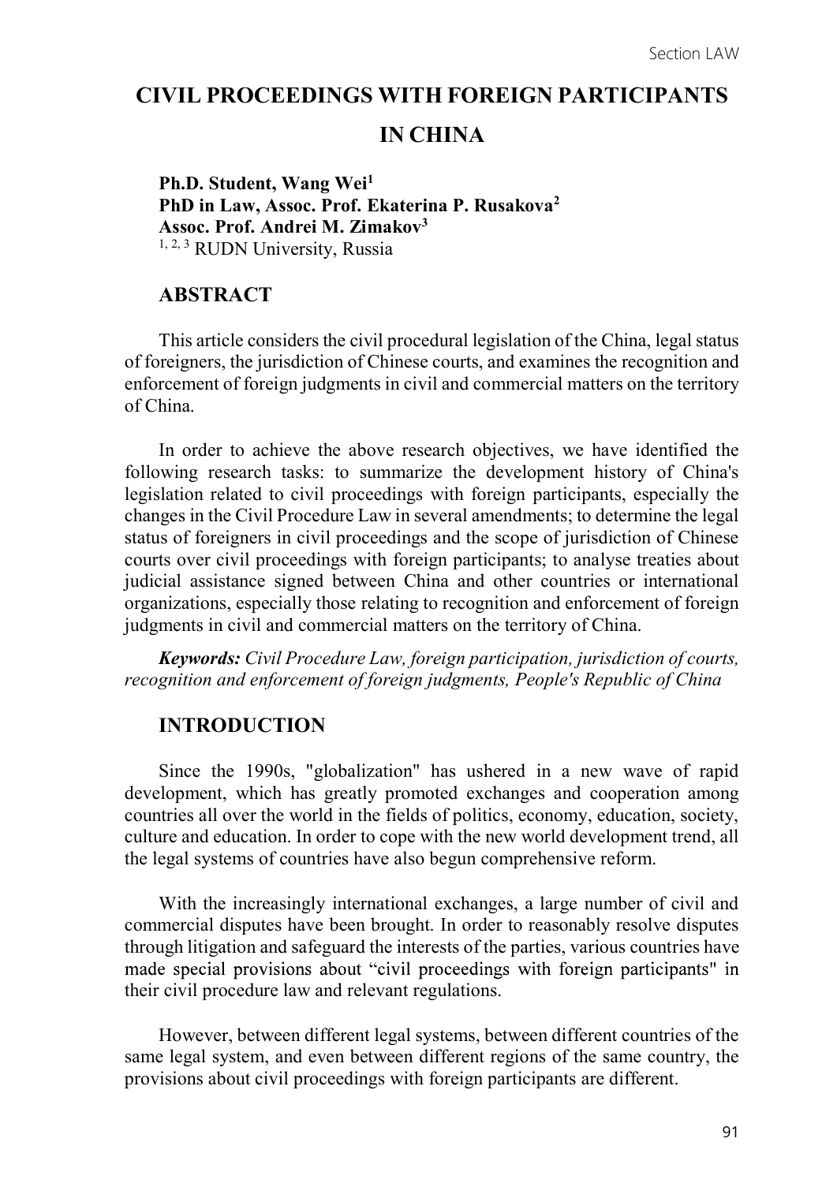# CIVIL PROCEEDINGS WITH FOREIGN PARTICIPANTS IN CHINA

**Ph.D. Student, Wang Wei[1]**
**PhD in Law, Assoc. Prof. Ekaterina P. Rusakova[2]**
**Assoc. Prof. Andrei M. Zimakov[3]**
[1, 2, 3] RUDN University, Russia

## ABSTRACT

This article considers the civil procedural legislation of the China, legal status of foreigners, the jurisdiction of Chinese courts, and examines the recognition and enforcement of foreign judgments in civil and commercial matters on the territory of China.

In order to achieve the above research objectives, we have identified the following research tasks: to summarize the development history of China's legislation related to civil proceedings with foreign participants, especially the changes in the Civil Procedure Law in several amendments; to determine the legal status of foreigners in civil proceedings and the scope of jurisdiction of Chinese courts over civil proceedings with foreign participants; to analyse treaties about judicial assistance signed between China and other countries or international organizations, especially those relating to recognition and enforcement of foreign judgments in civil and commercial matters on the territory of China.

***Keywords:*** *Civil Procedure Law, foreign participation, jurisdiction of courts, recognition and enforcement of foreign judgments, People's Republic of China*

## INTRODUCTION

Since the 1990s, "globalization" has ushered in a new wave of rapid development, which has greatly promoted exchanges and cooperation among countries all over the world in the fields of politics, economy, education, society, culture and education. In order to cope with the new world development trend, all the legal systems of countries have also begun comprehensive reform.

With the increasingly international exchanges, a large number of civil and commercial disputes have been brought. In order to reasonably resolve disputes through litigation and safeguard the interests of the parties, various countries have made special provisions about "civil proceedings with foreign participants" in their civil procedure law and relevant regulations.

However, between different legal systems, between different countries of the same legal system, and even between different regions of the same country, the provisions about civil proceedings with foreign participants are different.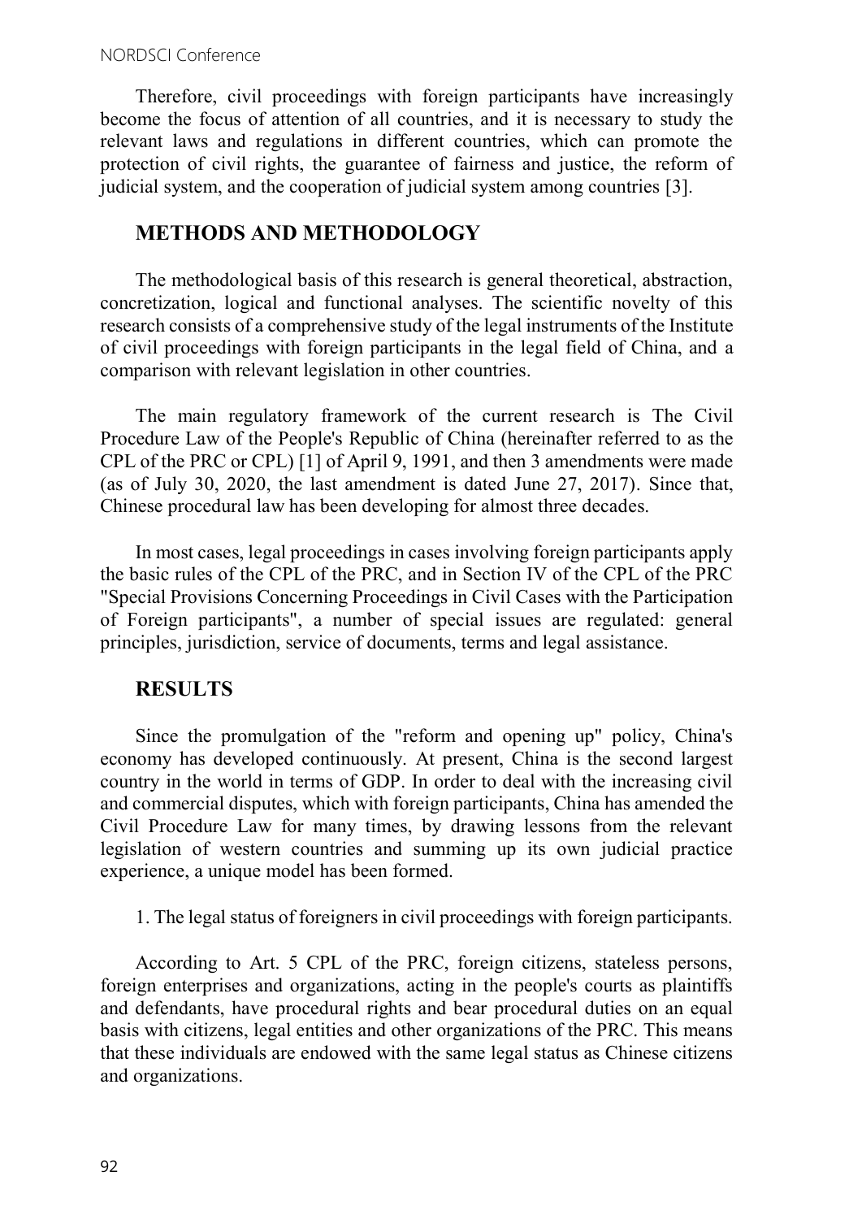Therefore, civil proceedings with foreign participants have increasingly become the focus of attention of all countries, and it is necessary to study the relevant laws and regulations in different countries, which can promote the protection of civil rights, the guarantee of fairness and justice, the reform of judicial system, and the cooperation of judicial system among countries [3].

## METHODS AND METHODOLOGY

The methodological basis of this research is general theoretical, abstraction, concretization, logical and functional analyses. The scientific novelty of this research consists of a comprehensive study of the legal instruments of the Institute of civil proceedings with foreign participants in the legal field of China, and a comparison with relevant legislation in other countries.

The main regulatory framework of the current research is The Civil Procedure Law of the People's Republic of China (hereinafter referred to as the CPL of the PRC or CPL) [1] of April 9, 1991, and then 3 amendments were made (as of July 30, 2020, the last amendment is dated June 27, 2017). Since that, Chinese procedural law has been developing for almost three decades.

In most cases, legal proceedings in cases involving foreign participants apply the basic rules of the CPL of the PRC, and in Section IV of the CPL of the PRC "Special Provisions Concerning Proceedings in Civil Cases with the Participation of Foreign participants", a number of special issues are regulated: general principles, jurisdiction, service of documents, terms and legal assistance.

## RESULTS

Since the promulgation of the "reform and opening up" policy, China's economy has developed continuously. At present, China is the second largest country in the world in terms of GDP. In order to deal with the increasing civil and commercial disputes, which with foreign participants, China has amended the Civil Procedure Law for many times, by drawing lessons from the relevant legislation of western countries and summing up its own judicial practice experience, a unique model has been formed.

1. The legal status of foreigners in civil proceedings with foreign participants.

According to Art. 5 CPL of the PRC, foreign citizens, stateless persons, foreign enterprises and organizations, acting in the people's courts as plaintiffs and defendants, have procedural rights and bear procedural duties on an equal basis with citizens, legal entities and other organizations of the PRC. This means that these individuals are endowed with the same legal status as Chinese citizens and organizations.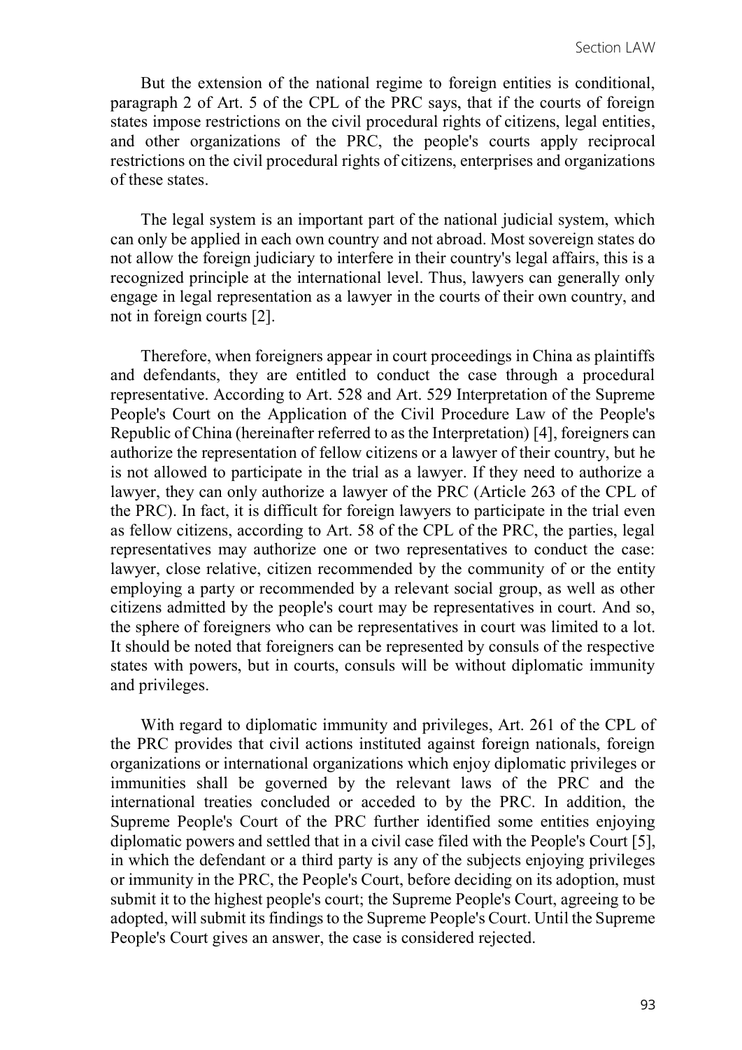But the extension of the national regime to foreign entities is conditional, paragraph 2 of Art. 5 of the CPL of the PRC says, that if the courts of foreign states impose restrictions on the civil procedural rights of citizens, legal entities, and other organizations of the PRC, the people's courts apply reciprocal restrictions on the civil procedural rights of citizens, enterprises and organizations of these states.

The legal system is an important part of the national judicial system, which can only be applied in each own country and not abroad. Most sovereign states do not allow the foreign judiciary to interfere in their country's legal affairs, this is a recognized principle at the international level. Thus, lawyers can generally only engage in legal representation as a lawyer in the courts of their own country, and not in foreign courts [2].

Therefore, when foreigners appear in court proceedings in China as plaintiffs and defendants, they are entitled to conduct the case through a procedural representative. According to Art. 528 and Art. 529 Interpretation of the Supreme People's Court on the Application of the Civil Procedure Law of the People's Republic of China (hereinafter referred to as the Interpretation) [4], foreigners can authorize the representation of fellow citizens or a lawyer of their country, but he is not allowed to participate in the trial as a lawyer. If they need to authorize a lawyer, they can only authorize a lawyer of the PRC (Article 263 of the CPL of the PRC). In fact, it is difficult for foreign lawyers to participate in the trial even as fellow citizens, according to Art. 58 of the CPL of the PRC, the parties, legal representatives may authorize one or two representatives to conduct the case: lawyer, close relative, citizen recommended by the community of or the entity employing a party or recommended by a relevant social group, as well as other citizens admitted by the people's court may be representatives in court. And so, the sphere of foreigners who can be representatives in court was limited to a lot. It should be noted that foreigners can be represented by consuls of the respective states with powers, but in courts, consuls will be without diplomatic immunity and privileges.

With regard to diplomatic immunity and privileges, Art. 261 of the CPL of the PRC provides that civil actions instituted against foreign nationals, foreign organizations or international organizations which enjoy diplomatic privileges or immunities shall be governed by the relevant laws of the PRC and the international treaties concluded or acceded to by the PRC. In addition, the Supreme People's Court of the PRC further identified some entities enjoying diplomatic powers and settled that in a civil case filed with the People's Court [5], in which the defendant or a third party is any of the subjects enjoying privileges or immunity in the PRC, the People's Court, before deciding on its adoption, must submit it to the highest people's court; the Supreme People's Court, agreeing to be adopted, will submit its findings to the Supreme People's Court. Until the Supreme People's Court gives an answer, the case is considered rejected.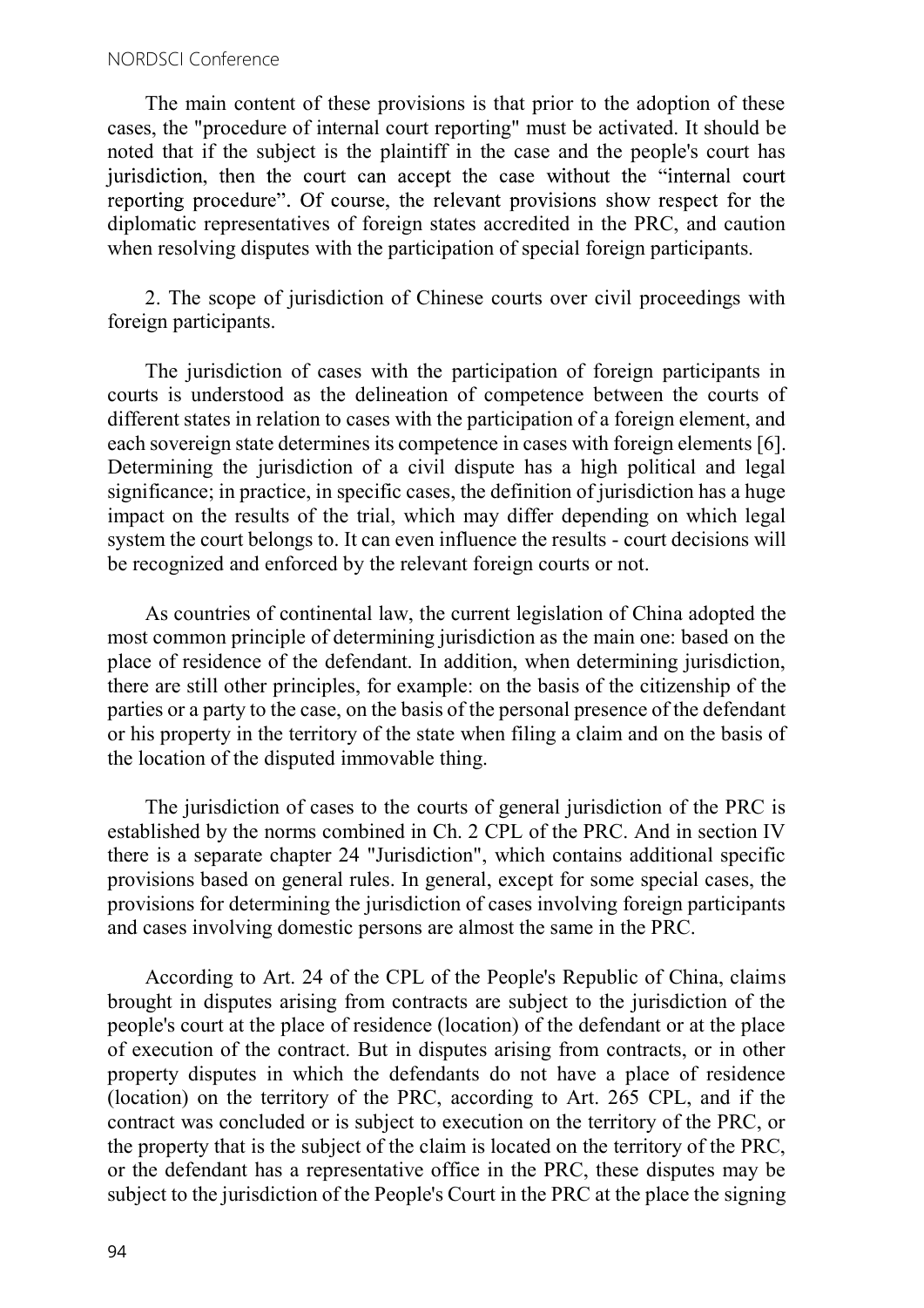The main content of these provisions is that prior to the adoption of these cases, the "procedure of internal court reporting" must be activated. It should be noted that if the subject is the plaintiff in the case and the people's court has jurisdiction, then the court can accept the case without the "internal court reporting procedure". Of course, the relevant provisions show respect for the diplomatic representatives of foreign states accredited in the PRC, and caution when resolving disputes with the participation of special foreign participants.

2. The scope of jurisdiction of Chinese courts over civil proceedings with foreign participants.

The jurisdiction of cases with the participation of foreign participants in courts is understood as the delineation of competence between the courts of different states in relation to cases with the participation of a foreign element, and each sovereign state determines its competence in cases with foreign elements [6]. Determining the jurisdiction of a civil dispute has a high political and legal significance; in practice, in specific cases, the definition of jurisdiction has a huge impact on the results of the trial, which may differ depending on which legal system the court belongs to. It can even influence the results - court decisions will be recognized and enforced by the relevant foreign courts or not.

As countries of continental law, the current legislation of China adopted the most common principle of determining jurisdiction as the main one: based on the place of residence of the defendant. In addition, when determining jurisdiction, there are still other principles, for example: on the basis of the citizenship of the parties or a party to the case, on the basis of the personal presence of the defendant or his property in the territory of the state when filing a claim and on the basis of the location of the disputed immovable thing.

The jurisdiction of cases to the courts of general jurisdiction of the PRC is established by the norms combined in Ch. 2 CPL of the PRC. And in section IV there is a separate chapter 24 "Jurisdiction", which contains additional specific provisions based on general rules. In general, except for some special cases, the provisions for determining the jurisdiction of cases involving foreign participants and cases involving domestic persons are almost the same in the PRC.

According to Art. 24 of the CPL of the People's Republic of China, claims brought in disputes arising from contracts are subject to the jurisdiction of the people's court at the place of residence (location) of the defendant or at the place of execution of the contract. But in disputes arising from contracts, or in other property disputes in which the defendants do not have a place of residence (location) on the territory of the PRC, according to Art. 265 CPL, and if the contract was concluded or is subject to execution on the territory of the PRC, or the property that is the subject of the claim is located on the territory of the PRC, or the defendant has a representative office in the PRC, these disputes may be subject to the jurisdiction of the People's Court in the PRC at the place the signing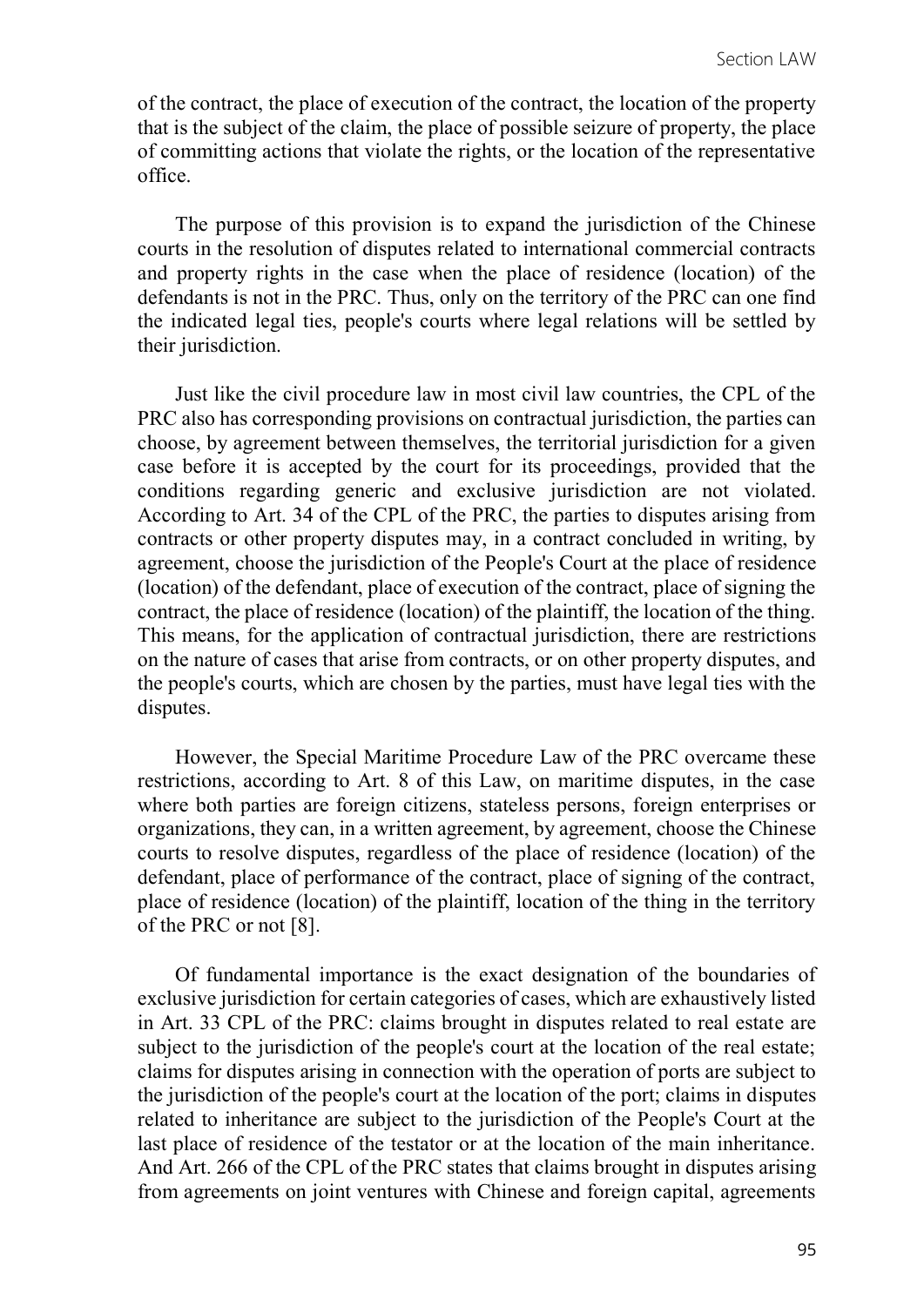of the contract, the place of execution of the contract, the location of the property that is the subject of the claim, the place of possible seizure of property, the place of committing actions that violate the rights, or the location of the representative office.

The purpose of this provision is to expand the jurisdiction of the Chinese courts in the resolution of disputes related to international commercial contracts and property rights in the case when the place of residence (location) of the defendants is not in the PRC. Thus, only on the territory of the PRC can one find the indicated legal ties, people's courts where legal relations will be settled by their jurisdiction.

Just like the civil procedure law in most civil law countries, the CPL of the PRC also has corresponding provisions on contractual jurisdiction, the parties can choose, by agreement between themselves, the territorial jurisdiction for a given case before it is accepted by the court for its proceedings, provided that the conditions regarding generic and exclusive jurisdiction are not violated. According to Art. 34 of the CPL of the PRC, the parties to disputes arising from contracts or other property disputes may, in a contract concluded in writing, by agreement, choose the jurisdiction of the People's Court at the place of residence (location) of the defendant, place of execution of the contract, place of signing the contract, the place of residence (location) of the plaintiff, the location of the thing. This means, for the application of contractual jurisdiction, there are restrictions on the nature of cases that arise from contracts, or on other property disputes, and the people's courts, which are chosen by the parties, must have legal ties with the disputes.

However, the Special Maritime Procedure Law of the PRC overcame these restrictions, according to Art. 8 of this Law, on maritime disputes, in the case where both parties are foreign citizens, stateless persons, foreign enterprises or organizations, they can, in a written agreement, by agreement, choose the Chinese courts to resolve disputes, regardless of the place of residence (location) of the defendant, place of performance of the contract, place of signing of the contract, place of residence (location) of the plaintiff, location of the thing in the territory of the PRC or not [8].

Of fundamental importance is the exact designation of the boundaries of exclusive jurisdiction for certain categories of cases, which are exhaustively listed in Art. 33 CPL of the PRC: claims brought in disputes related to real estate are subject to the jurisdiction of the people's court at the location of the real estate; claims for disputes arising in connection with the operation of ports are subject to the jurisdiction of the people's court at the location of the port; claims in disputes related to inheritance are subject to the jurisdiction of the People's Court at the last place of residence of the testator or at the location of the main inheritance. And Art. 266 of the CPL of the PRC states that claims brought in disputes arising from agreements on joint ventures with Chinese and foreign capital, agreements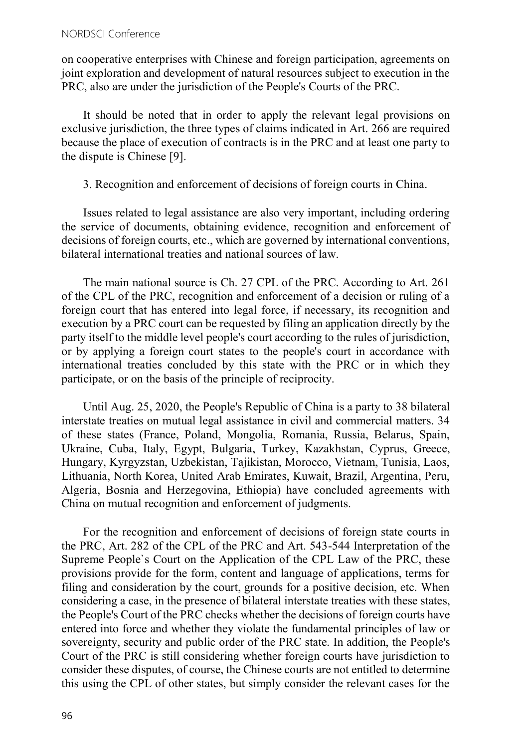on cooperative enterprises with Chinese and foreign participation, agreements on joint exploration and development of natural resources subject to execution in the PRC, also are under the jurisdiction of the People's Courts of the PRC.

It should be noted that in order to apply the relevant legal provisions on exclusive jurisdiction, the three types of claims indicated in Art. 266 are required because the place of execution of contracts is in the PRC and at least one party to the dispute is Chinese [9].

3. Recognition and enforcement of decisions of foreign courts in China.

Issues related to legal assistance are also very important, including ordering the service of documents, obtaining evidence, recognition and enforcement of decisions of foreign courts, etc., which are governed by international conventions, bilateral international treaties and national sources of law.

The main national source is Ch. 27 CPL of the PRC. According to Art. 261 of the CPL of the PRC, recognition and enforcement of a decision or ruling of a foreign court that has entered into legal force, if necessary, its recognition and execution by a PRC court can be requested by filing an application directly by the party itself to the middle level people's court according to the rules of jurisdiction, or by applying a foreign court states to the people's court in accordance with international treaties concluded by this state with the PRC or in which they participate, or on the basis of the principle of reciprocity.

Until Aug. 25, 2020, the People's Republic of China is a party to 38 bilateral interstate treaties on mutual legal assistance in civil and commercial matters. 34 of these states (France, Poland, Mongolia, Romania, Russia, Belarus, Spain, Ukraine, Cuba, Italy, Egypt, Bulgaria, Turkey, Kazakhstan, Cyprus, Greece, Hungary, Kyrgyzstan, Uzbekistan, Tajikistan, Morocco, Vietnam, Tunisia, Laos, Lithuania, North Korea, United Arab Emirates, Kuwait, Brazil, Argentina, Peru, Algeria, Bosnia and Herzegovina, Ethiopia) have concluded agreements with China on mutual recognition and enforcement of judgments.

For the recognition and enforcement of decisions of foreign state courts in the PRC, Art. 282 of the CPL of the PRC and Art. 543-544 Interpretation of the Supreme People`s Court on the Application of the CPL Law of the PRC, these provisions provide for the form, content and language of applications, terms for filing and consideration by the court, grounds for a positive decision, etc. When considering a case, in the presence of bilateral interstate treaties with these states, the People's Court of the PRC checks whether the decisions of foreign courts have entered into force and whether they violate the fundamental principles of law or sovereignty, security and public order of the PRC state. In addition, the People's Court of the PRC is still considering whether foreign courts have jurisdiction to consider these disputes, of course, the Chinese courts are not entitled to determine this using the CPL of other states, but simply consider the relevant cases for the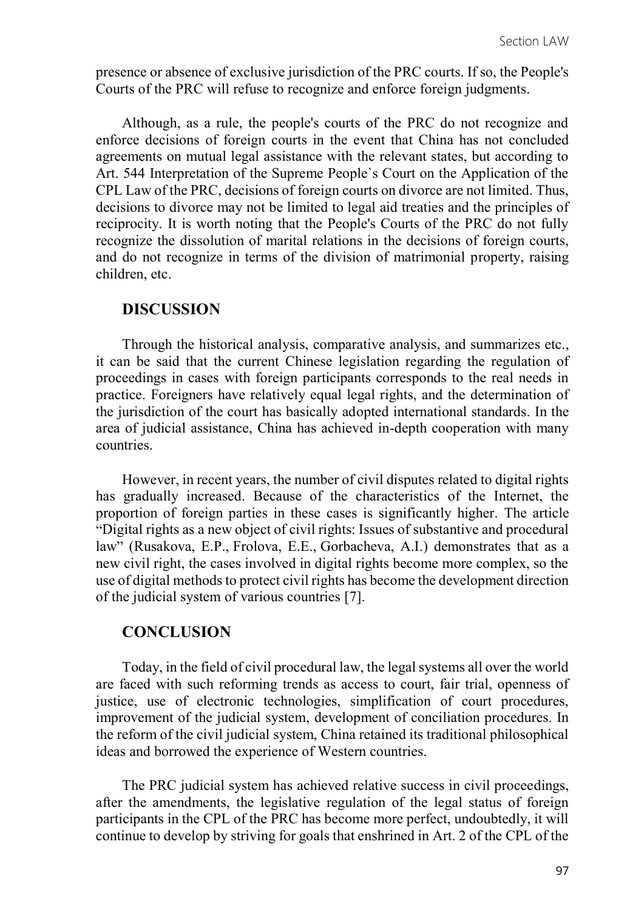presence or absence of exclusive jurisdiction of the PRC courts. If so, the People's Courts of the PRC will refuse to recognize and enforce foreign judgments.

Although, as a rule, the people's courts of the PRC do not recognize and enforce decisions of foreign courts in the event that China has not concluded agreements on mutual legal assistance with the relevant states, but according to Art. 544 Interpretation of the Supreme People`s Court on the Application of the CPL Law of the PRC, decisions of foreign courts on divorce are not limited. Thus, decisions to divorce may not be limited to legal aid treaties and the principles of reciprocity. It is worth noting that the People's Courts of the PRC do not fully recognize the dissolution of marital relations in the decisions of foreign courts, and do not recognize in terms of the division of matrimonial property, raising children, etc.

## DISCUSSION

Through the historical analysis, comparative analysis, and summarizes etc., it can be said that the current Chinese legislation regarding the regulation of proceedings in cases with foreign participants corresponds to the real needs in practice. Foreigners have relatively equal legal rights, and the determination of the jurisdiction of the court has basically adopted international standards. In the area of judicial assistance, China has achieved in-depth cooperation with many countries.

However, in recent years, the number of civil disputes related to digital rights has gradually increased. Because of the characteristics of the Internet, the proportion of foreign parties in these cases is significantly higher. The article "Digital rights as a new object of civil rights: Issues of substantive and procedural law" (Rusakova, E.P., Frolova, E.E., Gorbacheva, A.I.) demonstrates that as a new civil right, the cases involved in digital rights become more complex, so the use of digital methods to protect civil rights has become the development direction of the judicial system of various countries [7].

## CONCLUSION

Today, in the field of civil procedural law, the legal systems all over the world are faced with such reforming trends as access to court, fair trial, openness of justice, use of electronic technologies, simplification of court procedures, improvement of the judicial system, development of conciliation procedures. In the reform of the civil judicial system, China retained its traditional philosophical ideas and borrowed the experience of Western countries.

The PRC judicial system has achieved relative success in civil proceedings, after the amendments, the legislative regulation of the legal status of foreign participants in the CPL of the PRC has become more perfect, undoubtedly, it will continue to develop by striving for goals that enshrined in Art. 2 of the CPL of the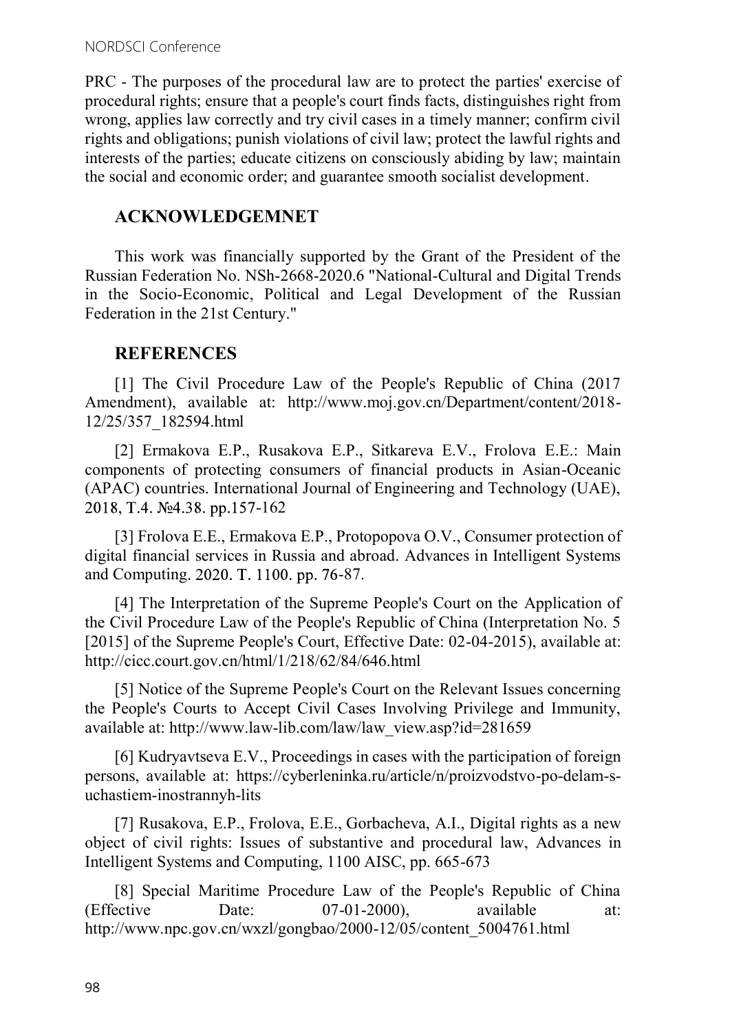PRC - The purposes of the procedural law are to protect the parties' exercise of procedural rights; ensure that a people's court finds facts, distinguishes right from wrong, applies law correctly and try civil cases in a timely manner; confirm civil rights and obligations; punish violations of civil law; protect the lawful rights and interests of the parties; educate citizens on consciously abiding by law; maintain the social and economic order; and guarantee smooth socialist development.

## ACKNOWLEDGEMNET

This work was financially supported by the Grant of the President of the Russian Federation No. NSh-2668-2020.6 "National-Cultural and Digital Trends in the Socio-Economic, Political and Legal Development of the Russian Federation in the 21st Century."

## REFERENCES

[1] The Civil Procedure Law of the People's Republic of China (2017 Amendment), available at: http://www.moj.gov.cn/Department/content/2018-12/25/357_182594.html

[2] Ermakova E.P., Rusakova E.P., Sitkareva E.V., Frolova E.E.: Main components of protecting consumers of financial products in Asian-Oceanic (APAC) countries. International Journal of Engineering and Technology (UAE), 2018, T.4. №4.38. pp.157-162

[3] Frolova E.E., Ermakova E.P., Protopopova O.V., Consumer protection of digital financial services in Russia and abroad. Advances in Intelligent Systems and Computing. 2020. T. 1100. pp. 76-87.

[4] The Interpretation of the Supreme People's Court on the Application of the Civil Procedure Law of the People's Republic of China (Interpretation No. 5 [2015] of the Supreme People's Court, Effective Date: 02-04-2015), available at: http://cicc.court.gov.cn/html/1/218/62/84/646.html

[5] Notice of the Supreme People's Court on the Relevant Issues concerning the People's Courts to Accept Civil Cases Involving Privilege and Immunity, available at: http://www.law-lib.com/law/law_view.asp?id=281659

[6] Kudryavtseva E.V., Proceedings in cases with the participation of foreign persons, available at: https://cyberleninka.ru/article/n/proizvodstvo-po-delam-s-uchastiem-inostrannyh-lits

[7] Rusakova, E.P., Frolova, E.E., Gorbacheva, A.I., Digital rights as a new object of civil rights: Issues of substantive and procedural law, Advances in Intelligent Systems and Computing, 1100 AISC, pp. 665-673

[8] Special Maritime Procedure Law of the People's Republic of China (Effective Date: 07-01-2000), available at: http://www.npc.gov.cn/wxzl/gongbao/2000-12/05/content_5004761.html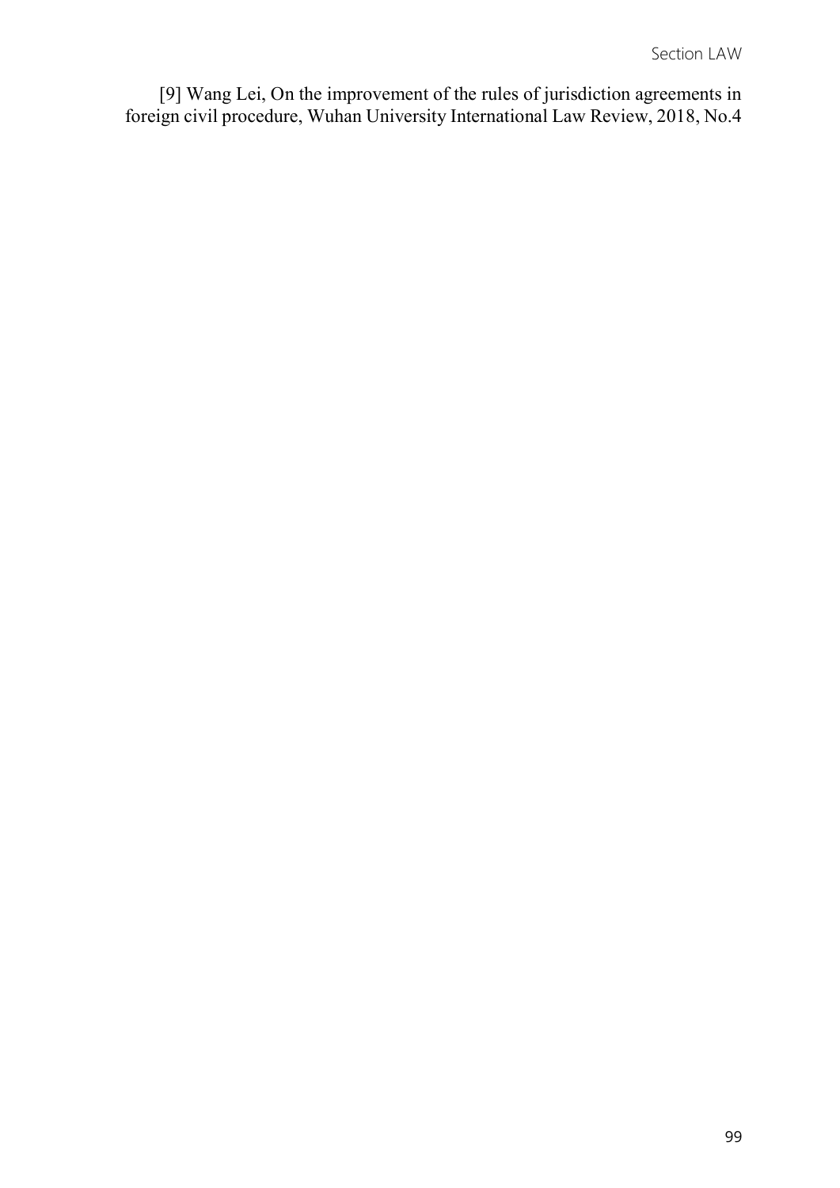[9] Wang Lei, On the improvement of the rules of jurisdiction agreements in foreign civil procedure, Wuhan University International Law Review, 2018, No.4